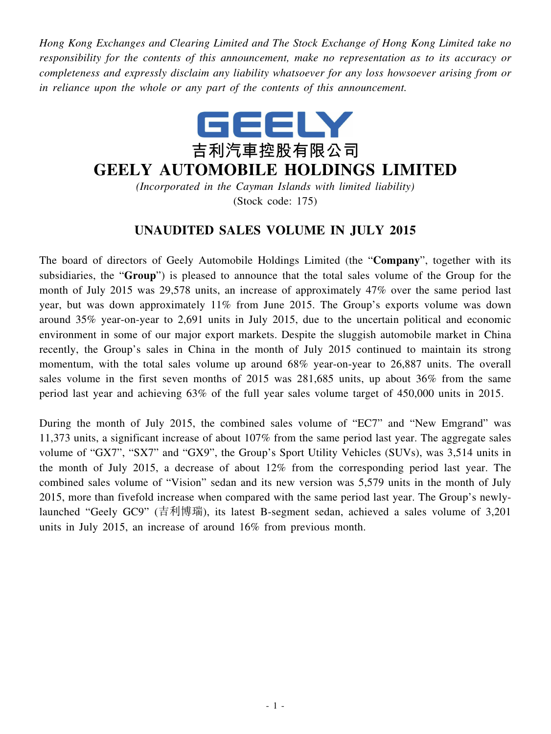*Hong Kong Exchanges and Clearing Limited and The Stock Exchange of Hong Kong Limited take no responsibility for the contents of this announcement, make no representation as to its accuracy or completeness and expressly disclaim any liability whatsoever for any loss howsoever arising from or in reliance upon the whole or any part of the contents of this announcement.*

GEELY

# 吉利汽車控股有限公司
# GEELY AUTOMOBILE HOLDINGS LIMITED

*(Incorporated in the Cayman Islands with limited liability)*
(Stock code: 175)

## UNAUDITED SALES VOLUME IN JULY 2015

The board of directors of Geely Automobile Holdings Limited (the "**Company**", together with its subsidiaries, the "**Group**") is pleased to announce that the total sales volume of the Group for the month of July 2015 was 29,578 units, an increase of approximately 47% over the same period last year, but was down approximately 11% from June 2015. The Group's exports volume was down around 35% year-on-year to 2,691 units in July 2015, due to the uncertain political and economic environment in some of our major export markets. Despite the sluggish automobile market in China recently, the Group's sales in China in the month of July 2015 continued to maintain its strong momentum, with the total sales volume up around 68% year-on-year to 26,887 units. The overall sales volume in the first seven months of 2015 was 281,685 units, up about 36% from the same period last year and achieving 63% of the full year sales volume target of 450,000 units in 2015.

During the month of July 2015, the combined sales volume of "EC7" and "New Emgrand" was 11,373 units, a significant increase of about 107% from the same period last year. The aggregate sales volume of "GX7", "SX7" and "GX9", the Group's Sport Utility Vehicles (SUVs), was 3,514 units in the month of July 2015, a decrease of about 12% from the corresponding period last year. The combined sales volume of "Vision" sedan and its new version was 5,579 units in the month of July 2015, more than fivefold increase when compared with the same period last year. The Group's newly-launched "Geely GC9" (吉利博瑞), its latest B-segment sedan, achieved a sales volume of 3,201 units in July 2015, an increase of around 16% from previous month.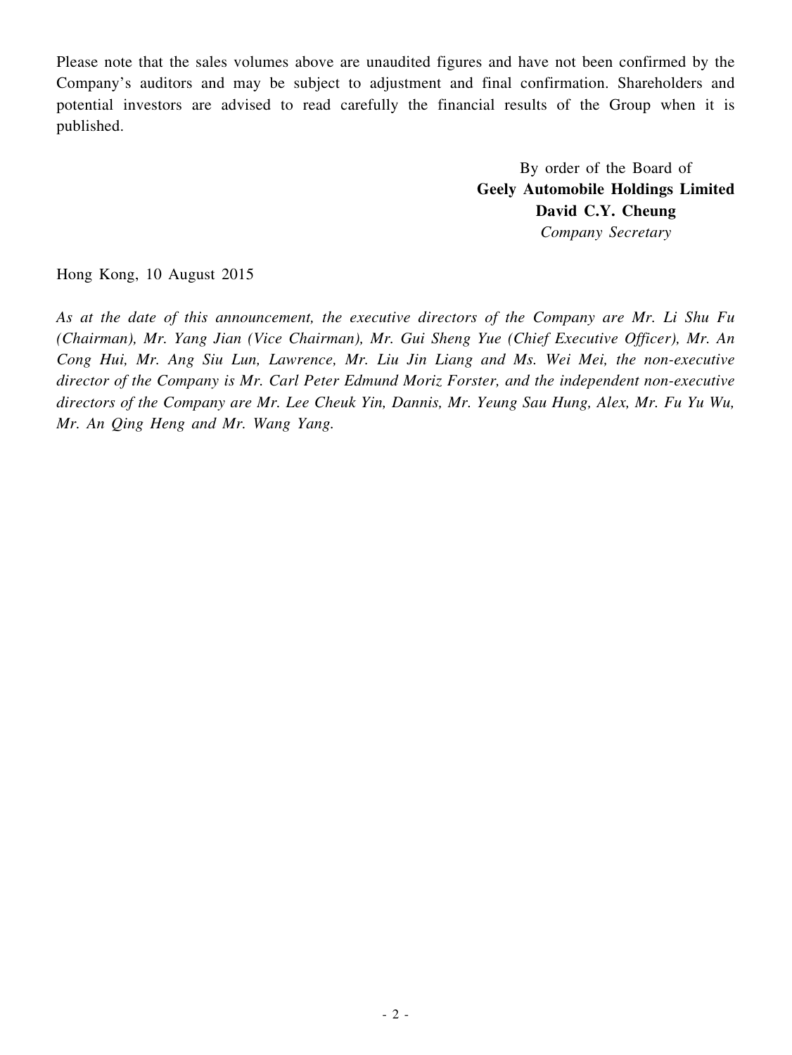Please note that the sales volumes above are unaudited figures and have not been confirmed by the Company's auditors and may be subject to adjustment and final confirmation. Shareholders and potential investors are advised to read carefully the financial results of the Group when it is published.

By order of the Board of
**Geely Automobile Holdings Limited**
**David C.Y. Cheung**
*Company Secretary*

Hong Kong, 10 August 2015

*As at the date of this announcement, the executive directors of the Company are Mr. Li Shu Fu (Chairman), Mr. Yang Jian (Vice Chairman), Mr. Gui Sheng Yue (Chief Executive Officer), Mr. An Cong Hui, Mr. Ang Siu Lun, Lawrence, Mr. Liu Jin Liang and Ms. Wei Mei, the non-executive director of the Company is Mr. Carl Peter Edmund Moriz Forster, and the independent non-executive directors of the Company are Mr. Lee Cheuk Yin, Dannis, Mr. Yeung Sau Hung, Alex, Mr. Fu Yu Wu, Mr. An Qing Heng and Mr. Wang Yang.*